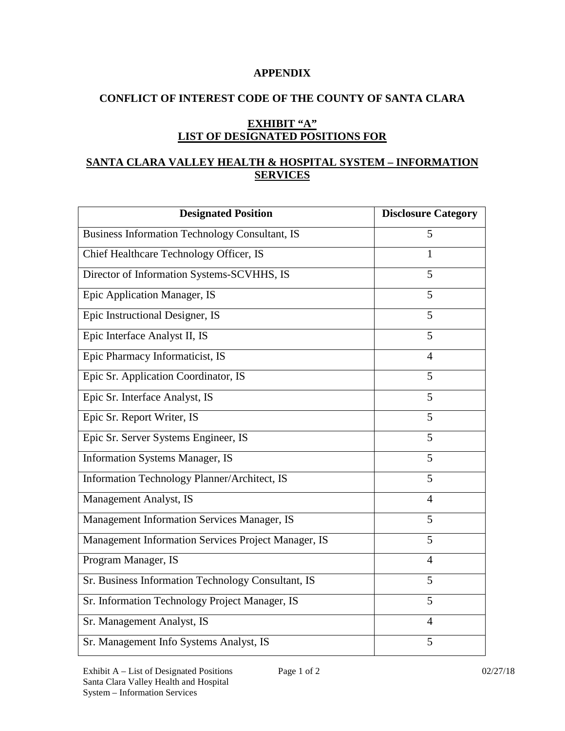**APPENDIX**

**CONFLICT OF INTEREST CODE OF THE COUNTY OF SANTA CLARA**

**EXHIBIT "A"**
**LIST OF DESIGNATED POSITIONS FOR**

**SANTA CLARA VALLEY HEALTH & HOSPITAL SYSTEM – INFORMATION SERVICES**

| Designated Position | Disclosure Category |
| --- | --- |
| Business Information Technology Consultant, IS | 5 |
| Chief Healthcare Technology Officer, IS | 1 |
| Director of Information Systems-SCVHHS, IS | 5 |
| Epic Application Manager, IS | 5 |
| Epic Instructional Designer, IS | 5 |
| Epic Interface Analyst II, IS | 5 |
| Epic Pharmacy Informaticist, IS | 4 |
| Epic Sr. Application Coordinator, IS | 5 |
| Epic Sr. Interface Analyst, IS | 5 |
| Epic Sr. Report Writer, IS | 5 |
| Epic Sr. Server Systems Engineer, IS | 5 |
| Information Systems Manager, IS | 5 |
| Information Technology Planner/Architect, IS | 5 |
| Management Analyst, IS | 4 |
| Management Information Services Manager, IS | 5 |
| Management Information Services Project Manager, IS | 5 |
| Program Manager, IS | 4 |
| Sr. Business Information Technology Consultant, IS | 5 |
| Sr. Information Technology Project Manager, IS | 5 |
| Sr. Management Analyst, IS | 4 |
| Sr. Management Info Systems Analyst, IS | 5 |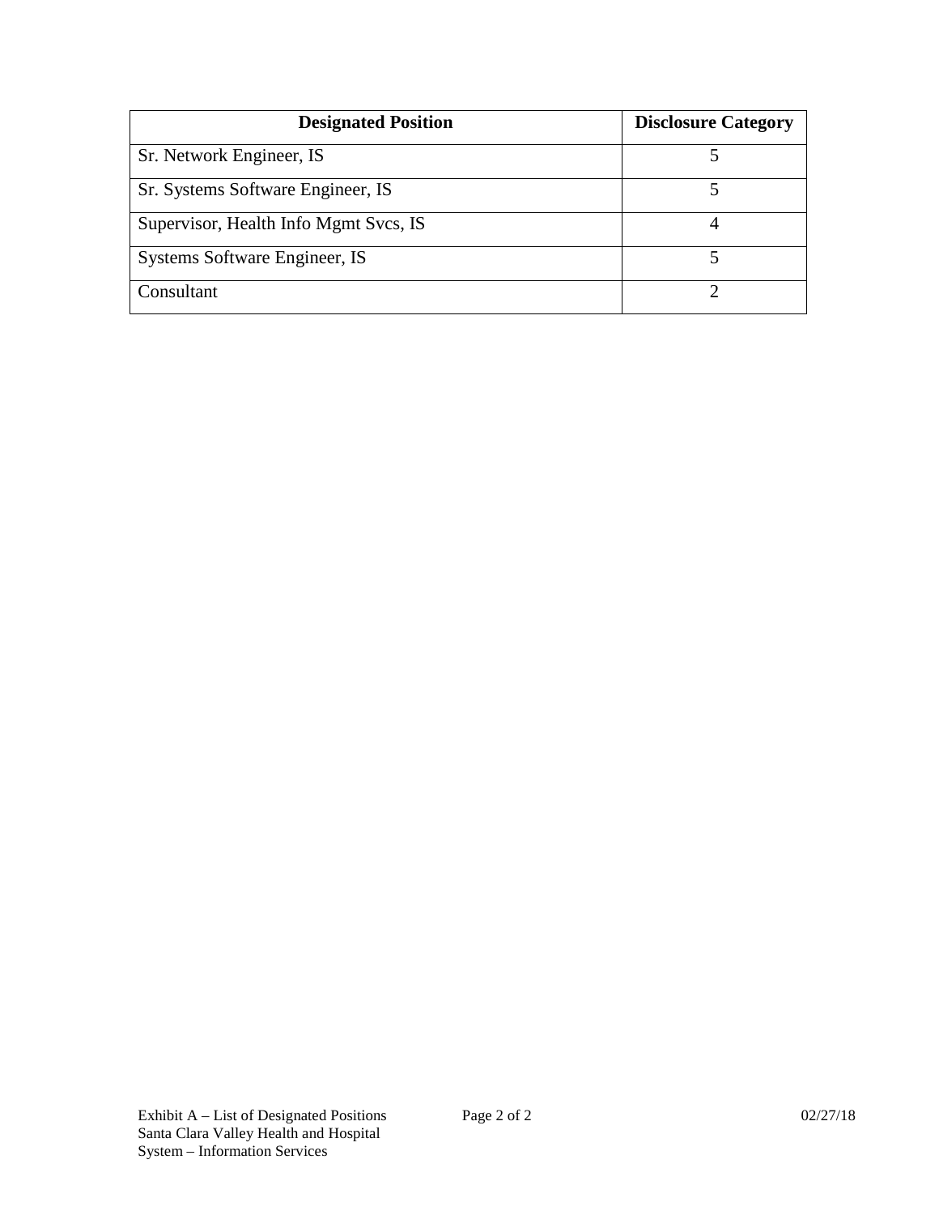| Designated Position | Disclosure Category |
| --- | --- |
| Sr. Network Engineer, IS | 5 |
| Sr. Systems Software Engineer, IS | 5 |
| Supervisor, Health Info Mgmt Svcs, IS | 4 |
| Systems Software Engineer, IS | 5 |
| Consultant | 2 |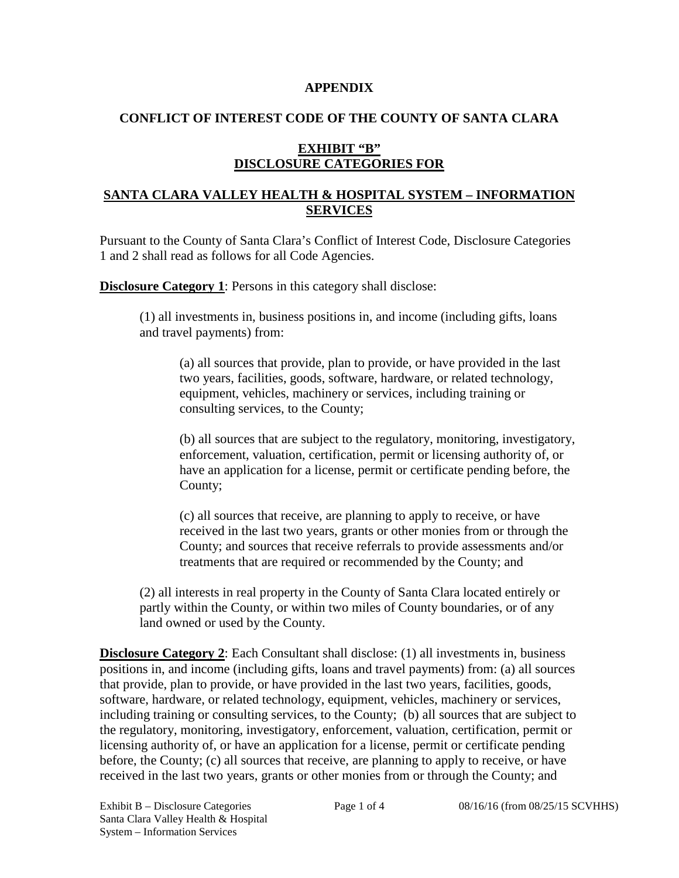**APPENDIX**

**CONFLICT OF INTEREST CODE OF THE COUNTY OF SANTA CLARA**

**EXHIBIT "B"**
**DISCLOSURE CATEGORIES FOR**

**SANTA CLARA VALLEY HEALTH & HOSPITAL SYSTEM – INFORMATION SERVICES**

Pursuant to the County of Santa Clara's Conflict of Interest Code, Disclosure Categories 1 and 2 shall read as follows for all Code Agencies.

**Disclosure Category 1**: Persons in this category shall disclose:

(1) all investments in, business positions in, and income (including gifts, loans and travel payments) from:

(a) all sources that provide, plan to provide, or have provided in the last two years, facilities, goods, software, hardware, or related technology, equipment, vehicles, machinery or services, including training or consulting services, to the County;

(b) all sources that are subject to the regulatory, monitoring, investigatory, enforcement, valuation, certification, permit or licensing authority of, or have an application for a license, permit or certificate pending before, the County;

(c) all sources that receive, are planning to apply to receive, or have received in the last two years, grants or other monies from or through the County; and sources that receive referrals to provide assessments and/or treatments that are required or recommended by the County; and

(2) all interests in real property in the County of Santa Clara located entirely or partly within the County, or within two miles of County boundaries, or of any land owned or used by the County.

**Disclosure Category 2**: Each Consultant shall disclose: (1) all investments in, business positions in, and income (including gifts, loans and travel payments) from: (a) all sources that provide, plan to provide, or have provided in the last two years, facilities, goods, software, hardware, or related technology, equipment, vehicles, machinery or services, including training or consulting services, to the County; (b) all sources that are subject to the regulatory, monitoring, investigatory, enforcement, valuation, certification, permit or licensing authority of, or have an application for a license, permit or certificate pending before, the County; (c) all sources that receive, are planning to apply to receive, or have received in the last two years, grants or other monies from or through the County; and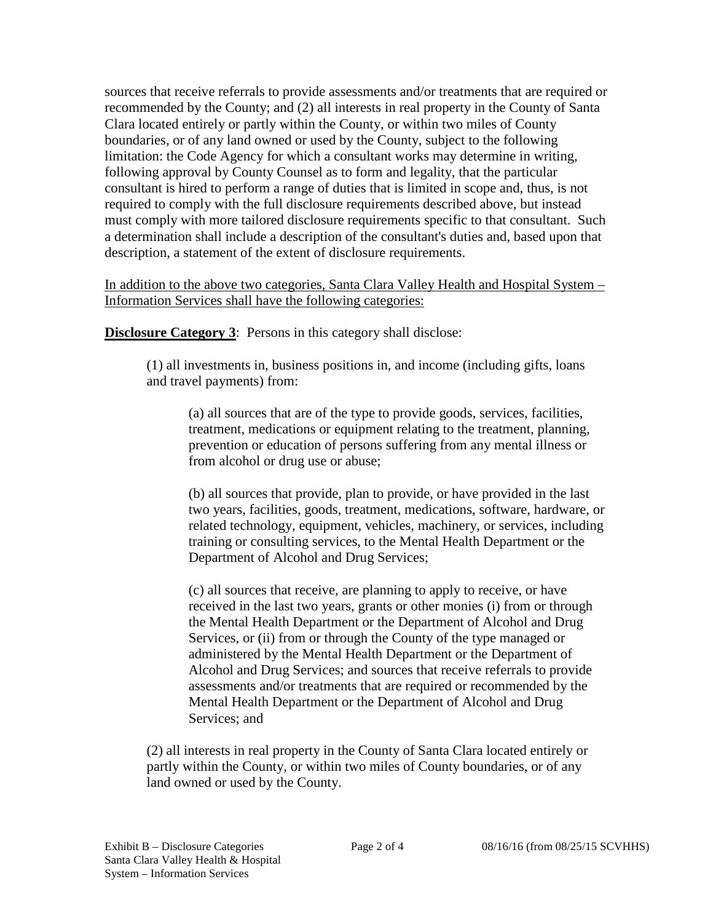sources that receive referrals to provide assessments and/or treatments that are required or recommended by the County; and (2) all interests in real property in the County of Santa Clara located entirely or partly within the County, or within two miles of County boundaries, or of any land owned or used by the County, subject to the following limitation: the Code Agency for which a consultant works may determine in writing, following approval by County Counsel as to form and legality, that the particular consultant is hired to perform a range of duties that is limited in scope and, thus, is not required to comply with the full disclosure requirements described above, but instead must comply with more tailored disclosure requirements specific to that consultant. Such a determination shall include a description of the consultant's duties and, based upon that description, a statement of the extent of disclosure requirements.

<u>In addition to the above two categories, Santa Clara Valley Health and Hospital System – Information Services shall have the following categories:</u>

**<u>Disclosure Category 3</u>**: Persons in this category shall disclose:

(1) all investments in, business positions in, and income (including gifts, loans and travel payments) from:

(a) all sources that are of the type to provide goods, services, facilities, treatment, medications or equipment relating to the treatment, planning, prevention or education of persons suffering from any mental illness or from alcohol or drug use or abuse;

(b) all sources that provide, plan to provide, or have provided in the last two years, facilities, goods, treatment, medications, software, hardware, or related technology, equipment, vehicles, machinery, or services, including training or consulting services, to the Mental Health Department or the Department of Alcohol and Drug Services;

(c) all sources that receive, are planning to apply to receive, or have received in the last two years, grants or other monies (i) from or through the Mental Health Department or the Department of Alcohol and Drug Services, or (ii) from or through the County of the type managed or administered by the Mental Health Department or the Department of Alcohol and Drug Services; and sources that receive referrals to provide assessments and/or treatments that are required or recommended by the Mental Health Department or the Department of Alcohol and Drug Services; and

(2) all interests in real property in the County of Santa Clara located entirely or partly within the County, or within two miles of County boundaries, or of any land owned or used by the County.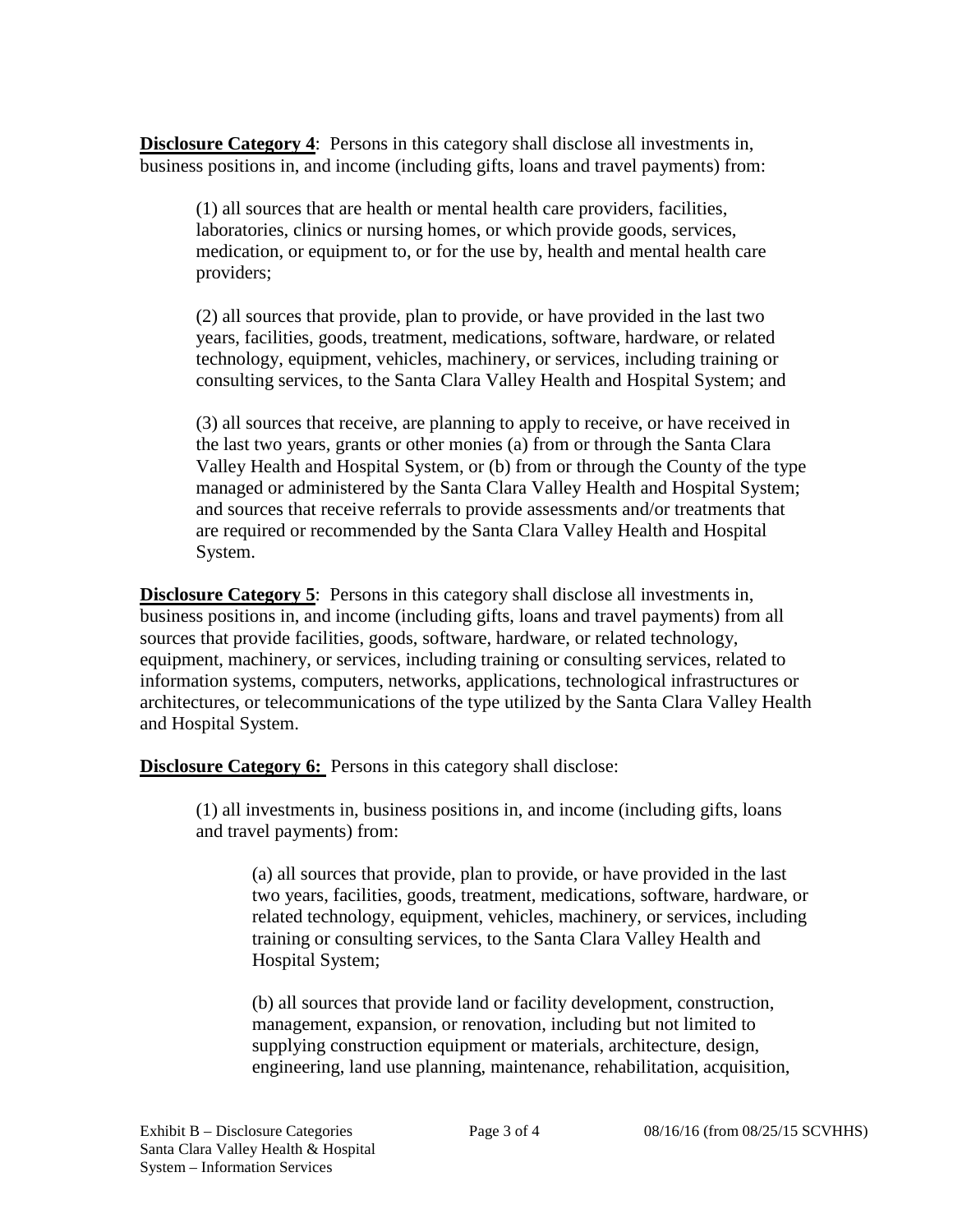**<u>Disclosure Category 4</u>**: Persons in this category shall disclose all investments in, business positions in, and income (including gifts, loans and travel payments) from:

(1) all sources that are health or mental health care providers, facilities, laboratories, clinics or nursing homes, or which provide goods, services, medication, or equipment to, or for the use by, health and mental health care providers;

(2) all sources that provide, plan to provide, or have provided in the last two years, facilities, goods, treatment, medications, software, hardware, or related technology, equipment, vehicles, machinery, or services, including training or consulting services, to the Santa Clara Valley Health and Hospital System; and

(3) all sources that receive, are planning to apply to receive, or have received in the last two years, grants or other monies (a) from or through the Santa Clara Valley Health and Hospital System, or (b) from or through the County of the type managed or administered by the Santa Clara Valley Health and Hospital System; and sources that receive referrals to provide assessments and/or treatments that are required or recommended by the Santa Clara Valley Health and Hospital System.

**<u>Disclosure Category 5</u>**: Persons in this category shall disclose all investments in, business positions in, and income (including gifts, loans and travel payments) from all sources that provide facilities, goods, software, hardware, or related technology, equipment, machinery, or services, including training or consulting services, related to information systems, computers, networks, applications, technological infrastructures or architectures, or telecommunications of the type utilized by the Santa Clara Valley Health and Hospital System.

**<u>Disclosure Category 6:</u>** Persons in this category shall disclose:

(1) all investments in, business positions in, and income (including gifts, loans and travel payments) from:

(a) all sources that provide, plan to provide, or have provided in the last two years, facilities, goods, treatment, medications, software, hardware, or related technology, equipment, vehicles, machinery, or services, including training or consulting services, to the Santa Clara Valley Health and Hospital System;

(b) all sources that provide land or facility development, construction, management, expansion, or renovation, including but not limited to supplying construction equipment or materials, architecture, design, engineering, land use planning, maintenance, rehabilitation, acquisition,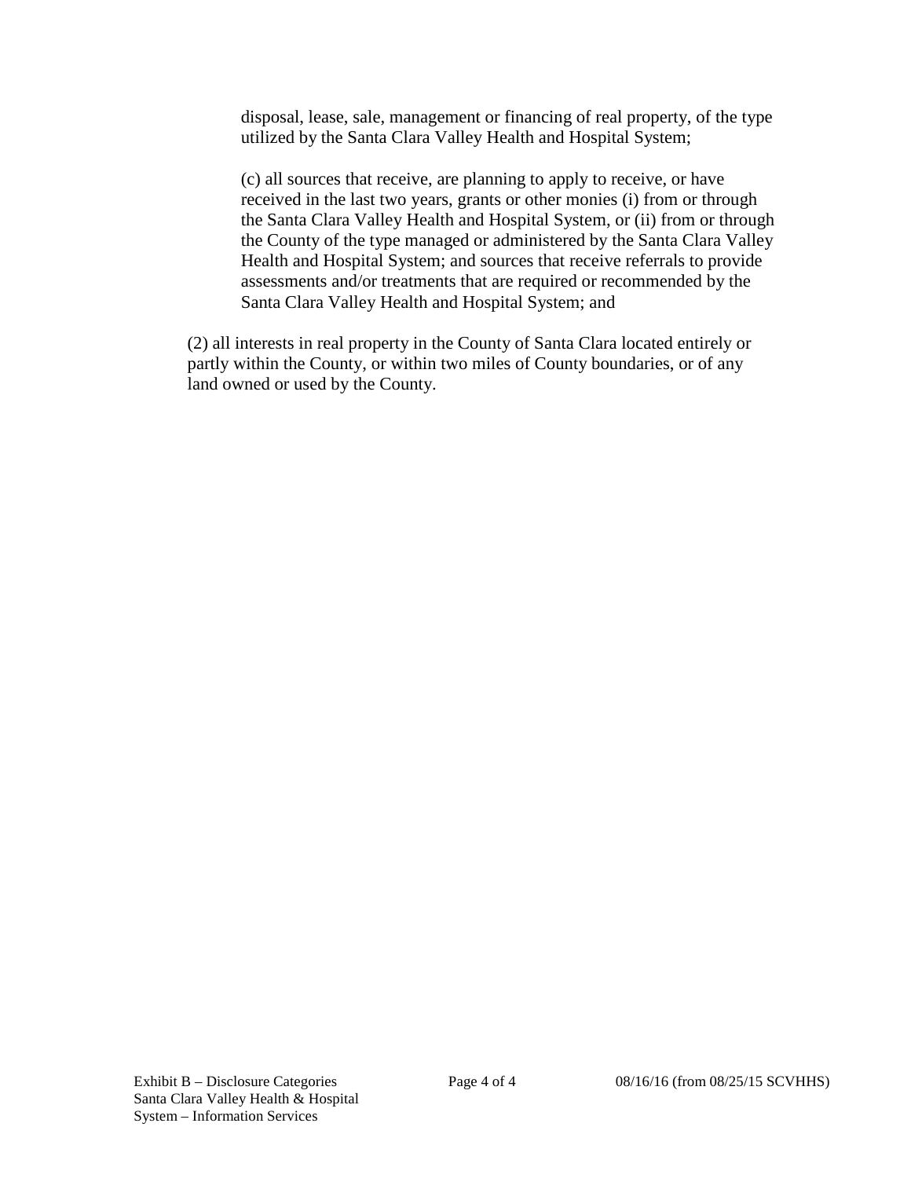disposal, lease, sale, management or financing of real property, of the type utilized by the Santa Clara Valley Health and Hospital System;

(c) all sources that receive, are planning to apply to receive, or have received in the last two years, grants or other monies (i) from or through the Santa Clara Valley Health and Hospital System, or (ii) from or through the County of the type managed or administered by the Santa Clara Valley Health and Hospital System; and sources that receive referrals to provide assessments and/or treatments that are required or recommended by the Santa Clara Valley Health and Hospital System; and

(2) all interests in real property in the County of Santa Clara located entirely or partly within the County, or within two miles of County boundaries, or of any land owned or used by the County.